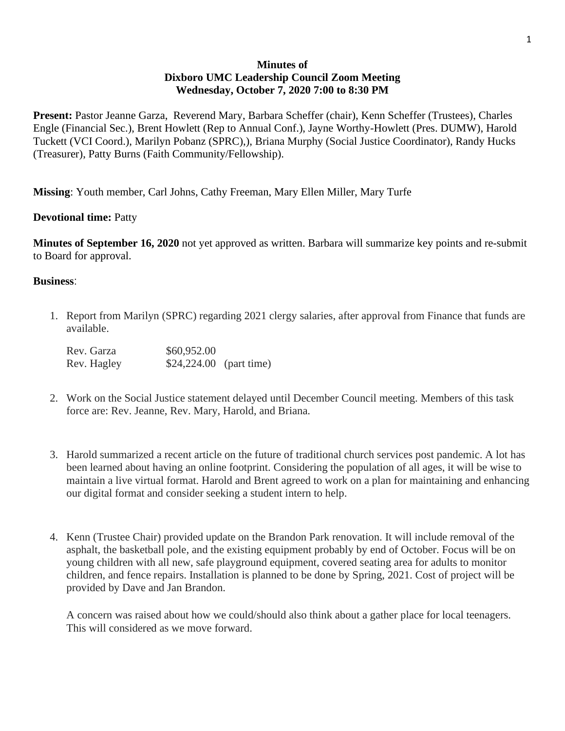**Minutes of**
**Dixboro UMC Leadership Council Zoom Meeting**
**Wednesday, October 7, 2020 7:00 to 8:30 PM**

**Present:** Pastor Jeanne Garza, Reverend Mary, Barbara Scheffer (chair), Kenn Scheffer (Trustees), Charles Engle (Financial Sec.), Brent Howlett (Rep to Annual Conf.), Jayne Worthy-Howlett (Pres. DUMW), Harold Tuckett (VCI Coord.), Marilyn Pobanz (SPRC),), Briana Murphy (Social Justice Coordinator), Randy Hucks (Treasurer), Patty Burns (Faith Community/Fellowship).

**Missing**: Youth member, Carl Johns, Cathy Freeman, Mary Ellen Miller, Mary Turfe

**Devotional time:** Patty

**Minutes of September 16, 2020** not yet approved as written. Barbara will summarize key points and re-submit to Board for approval.

**Business**:

1. Report from Marilyn (SPRC) regarding 2021 clergy salaries, after approval from Finance that funds are available.

   | | | |
   |---|---|---|
   | Rev. Garza | $60,952.00 | |
   | Rev. Hagley | $24,224.00 | (part time) |

2. Work on the Social Justice statement delayed until December Council meeting. Members of this task force are: Rev. Jeanne, Rev. Mary, Harold, and Briana.

3. Harold summarized a recent article on the future of traditional church services post pandemic. A lot has been learned about having an online footprint. Considering the population of all ages, it will be wise to maintain a live virtual format. Harold and Brent agreed to work on a plan for maintaining and enhancing our digital format and consider seeking a student intern to help.

4. Kenn (Trustee Chair) provided update on the Brandon Park renovation. It will include removal of the asphalt, the basketball pole, and the existing equipment probably by end of October. Focus will be on young children with all new, safe playground equipment, covered seating area for adults to monitor children, and fence repairs. Installation is planned to be done by Spring, 2021. Cost of project will be provided by Dave and Jan Brandon.

   A concern was raised about how we could/should also think about a gather place for local teenagers. This will considered as we move forward.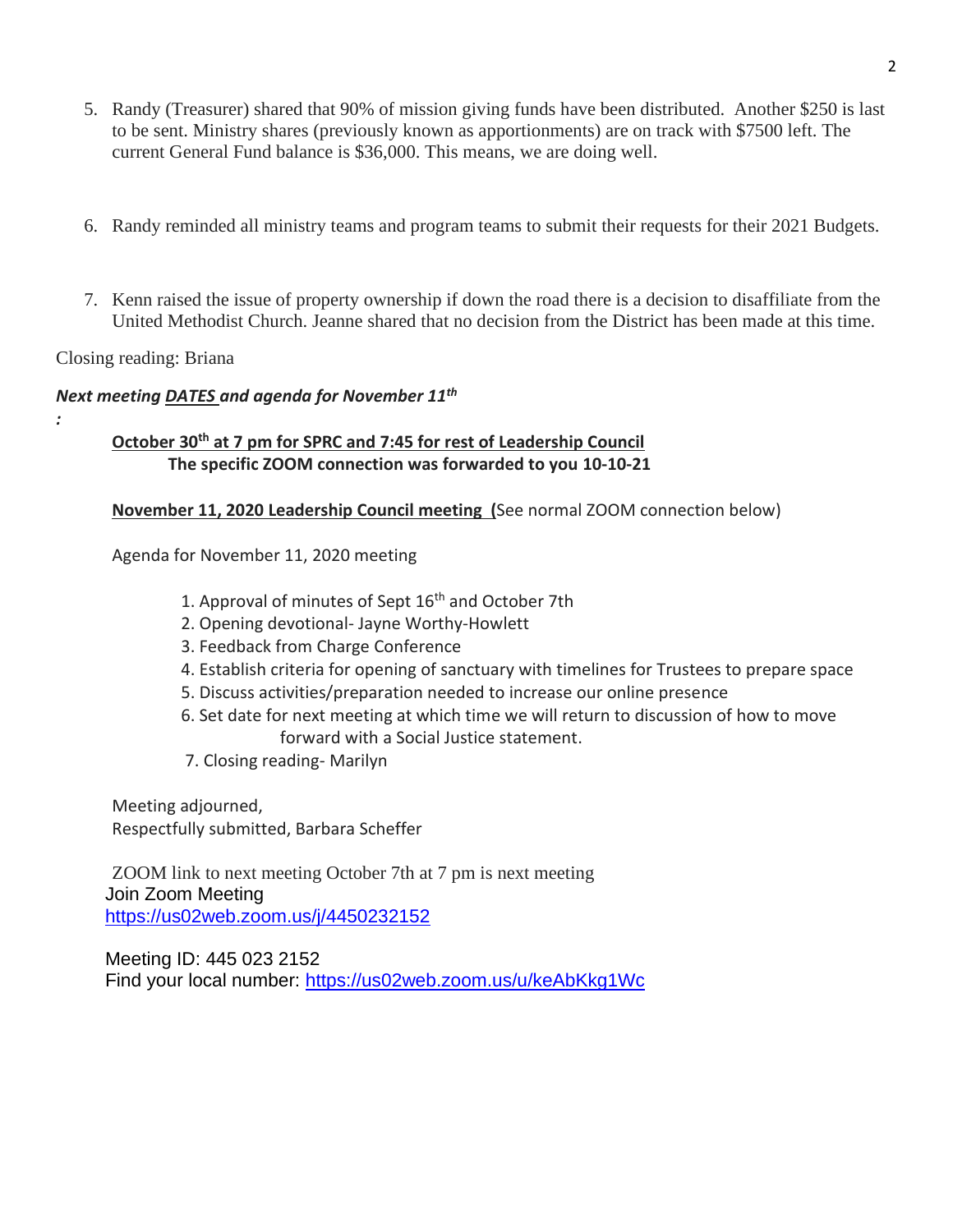5. Randy (Treasurer) shared that 90% of mission giving funds have been distributed. Another $250 is last to be sent. Ministry shares (previously known as apportionments) are on track with $7500 left. The current General Fund balance is $36,000. This means, we are doing well.

6. Randy reminded all ministry teams and program teams to submit their requests for their 2021 Budgets.

7. Kenn raised the issue of property ownership if down the road there is a decision to disaffiliate from the United Methodist Church. Jeanne shared that no decision from the District has been made at this time.

Closing reading: Briana

***Next meeting <u>DATES</u> and agenda for November 11th***

***:***

**<u>October 30th at 7 pm for SPRC and 7:45 for rest of Leadership Council</u>**
**The specific ZOOM connection was forwarded to you 10-10-21**

**<u>November 11, 2020 Leadership Council meeting (</u>**See normal ZOOM connection below)

Agenda for November 11, 2020 meeting

1. Approval of minutes of Sept 16th and October 7th
2. Opening devotional- Jayne Worthy-Howlett
3. Feedback from Charge Conference
4. Establish criteria for opening of sanctuary with timelines for Trustees to prepare space
5. Discuss activities/preparation needed to increase our online presence
6. Set date for next meeting at which time we will return to discussion of how to move forward with a Social Justice statement.
7. Closing reading- Marilyn

Meeting adjourned,
Respectfully submitted, Barbara Scheffer

ZOOM link to next meeting October 7th at 7 pm is next meeting
Join Zoom Meeting
https://us02web.zoom.us/j/4450232152

Meeting ID: 445 023 2152
Find your local number: https://us02web.zoom.us/u/keAbKkg1Wc